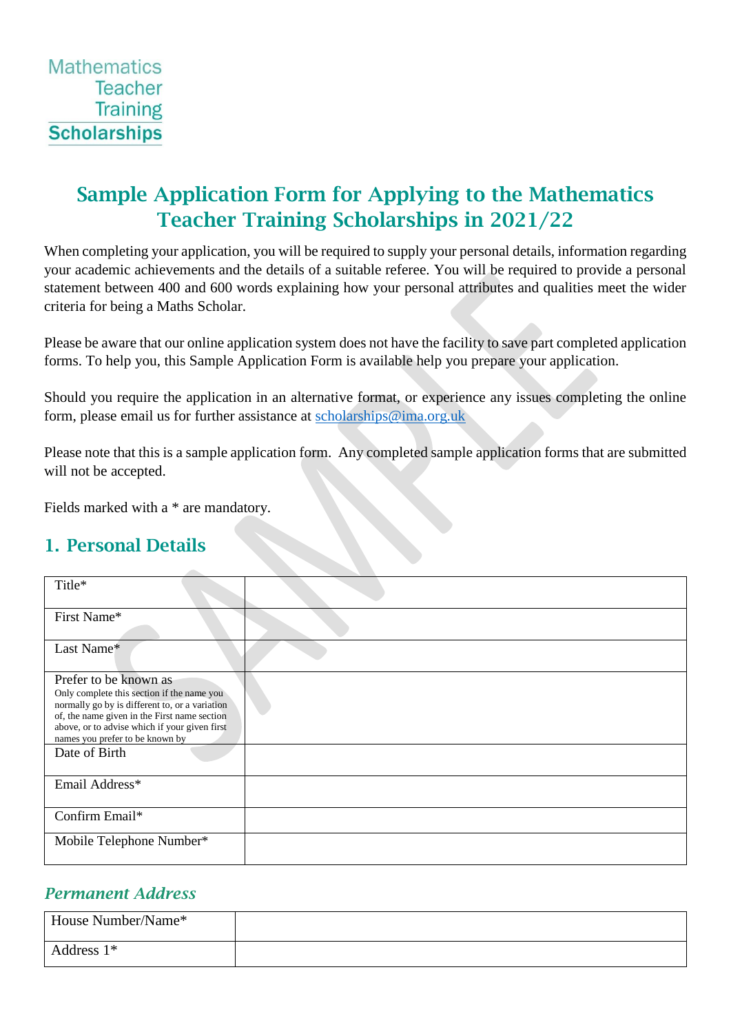Mathematics
Teacher
Training
**Scholarships**

# Sample Application Form for Applying to the Mathematics Teacher Training Scholarships in 2021/22

When completing your application, you will be required to supply your personal details, information regarding your academic achievements and the details of a suitable referee. You will be required to provide a personal statement between 400 and 600 words explaining how your personal attributes and qualities meet the wider criteria for being a Maths Scholar.

Please be aware that our online application system does not have the facility to save part completed application forms. To help you, this Sample Application Form is available help you prepare your application.

Should you require the application in an alternative format, or experience any issues completing the online form, please email us for further assistance at scholarships@ima.org.uk

Please note that this is a sample application form. Any completed sample application forms that are submitted will not be accepted.

Fields marked with a * are mandatory.

## 1. Personal Details

| | |
|---|---|
| Title* | |
| First Name* | |
| Last Name* | |
| Prefer to be known as<br>Only complete this section if the name you normally go by is different to, or a variation of, the name given in the First name section above, or to advise which if your given first names you prefer to be known by | |
| Date of Birth | |
| Email Address* | |
| Confirm Email* | |
| Mobile Telephone Number* | |

### *Permanent Address*

| | |
|---|---|
| House Number/Name* | |
| Address 1* | |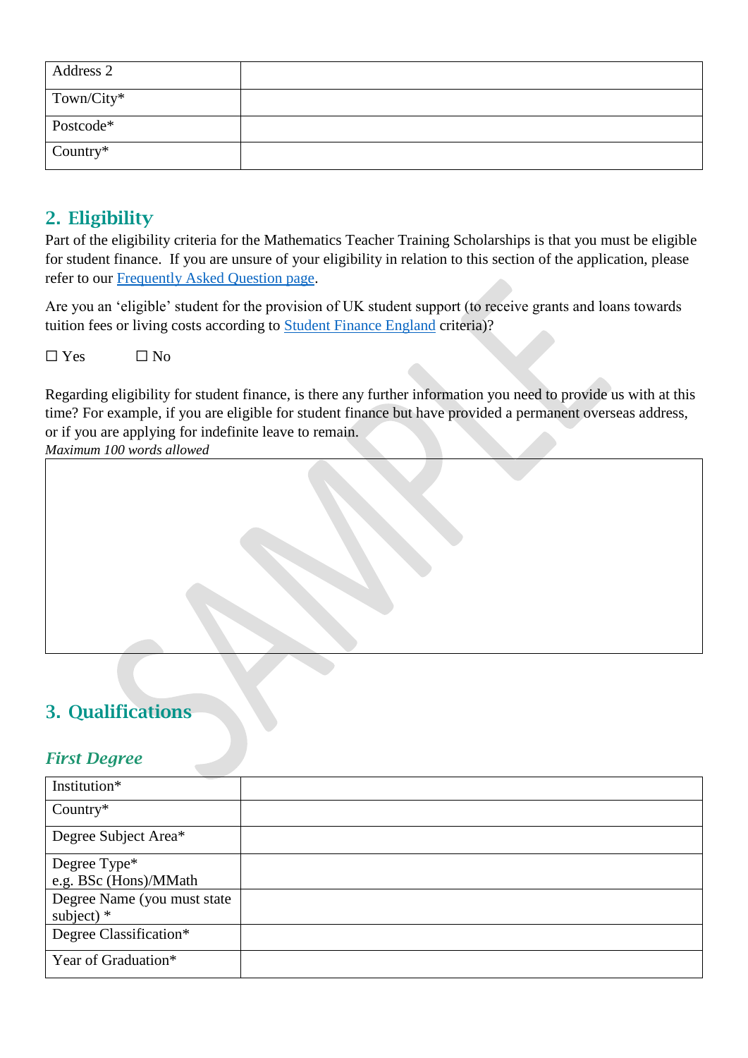| Address 2 | |
|---|---|
| Town/City* | |
| Postcode* | |
| Country* | |

## 2. Eligibility

Part of the eligibility criteria for the Mathematics Teacher Training Scholarships is that you must be eligible for student finance. If you are unsure of your eligibility in relation to this section of the application, please refer to our Frequently Asked Question page.

Are you an 'eligible' student for the provision of UK student support (to receive grants and loans towards tuition fees or living costs according to Student Finance England criteria)?

☐ Yes ☐ No

Regarding eligibility for student finance, is there any further information you need to provide us with at this time? For example, if you are eligible for student finance but have provided a permanent overseas address, or if you are applying for indefinite leave to remain.

*Maximum 100 words allowed*

| |
|---|
| |

## 3. Qualifications

### *First Degree*

| Institution* | |
|---|---|
| Country* | |
| Degree Subject Area* | |
| Degree Type* e.g. BSc (Hons)/MMath | |
| Degree Name (you must state subject) * | |
| Degree Classification* | |
| Year of Graduation* | |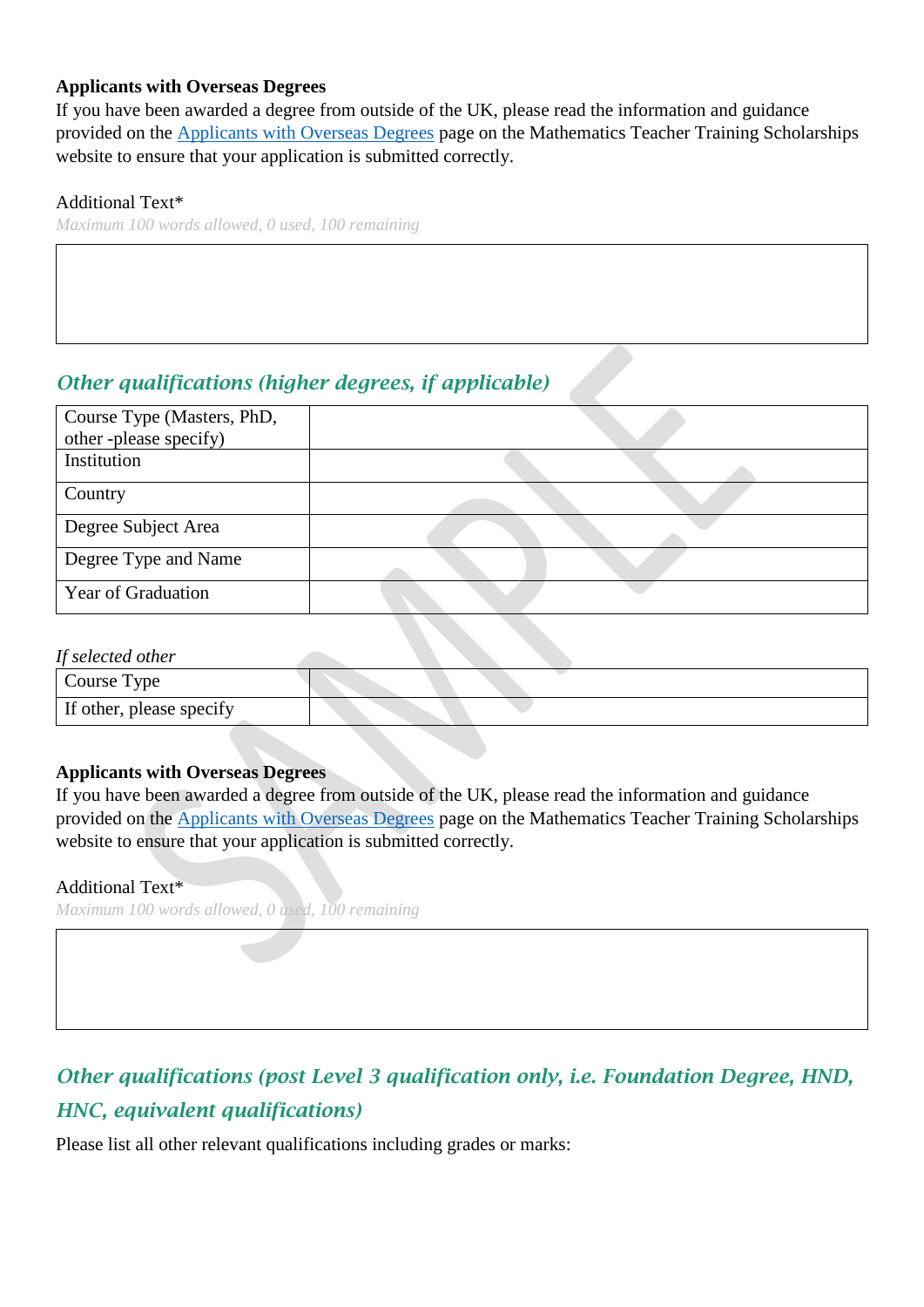**Applicants with Overseas Degrees**
If you have been awarded a degree from outside of the UK, please read the information and guidance provided on the Applicants with Overseas Degrees page on the Mathematics Teacher Training Scholarships website to ensure that your application is submitted correctly.

Additional Text*
*Maximum 100 words allowed, 0 used, 100 remaining*

## *Other qualifications (higher degrees, if applicable)*

| Course Type (Masters, PhD, other -please specify) | |
|---|---|
| Institution | |
| Country | |
| Degree Subject Area | |
| Degree Type and Name | |
| Year of Graduation | |

*If selected other*

| Course Type | |
|---|---|
| If other, please specify | |

**Applicants with Overseas Degrees**
If you have been awarded a degree from outside of the UK, please read the information and guidance provided on the Applicants with Overseas Degrees page on the Mathematics Teacher Training Scholarships website to ensure that your application is submitted correctly.

Additional Text*
*Maximum 100 words allowed, 0 used, 100 remaining*

## *Other qualifications (post Level 3 qualification only, i.e. Foundation Degree, HND, HNC, equivalent qualifications)*

Please list all other relevant qualifications including grades or marks: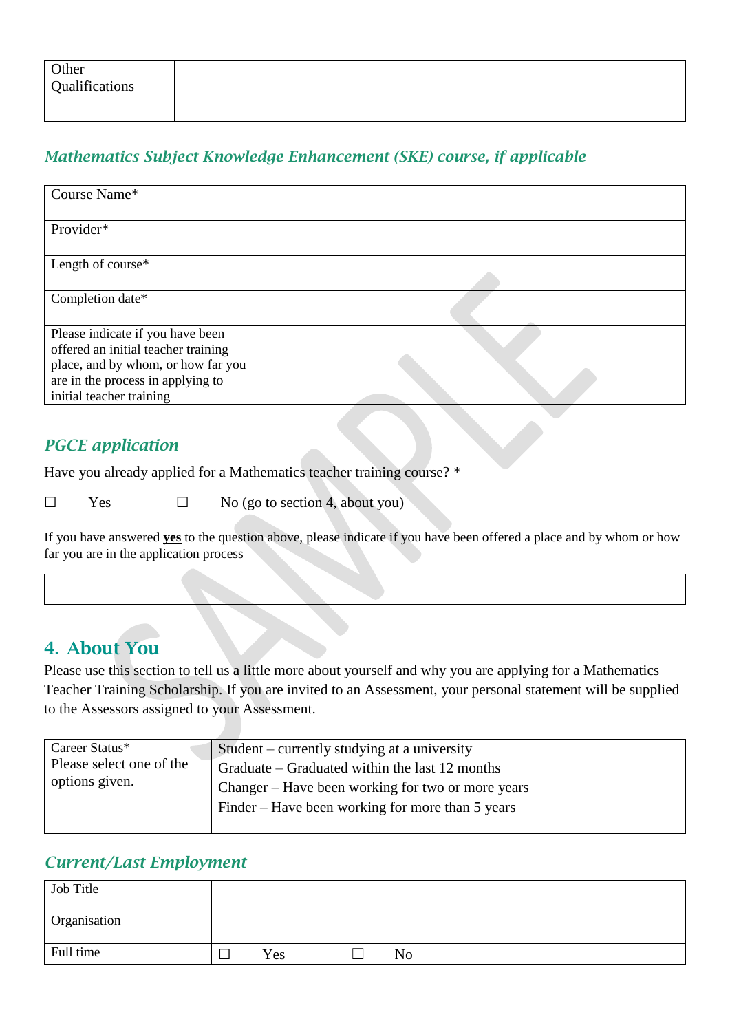| Other Qualifications | |
|---|---|

### *Mathematics Subject Knowledge Enhancement (SKE) course, if applicable*

| Course Name* | |
|---|---|
| Provider* | |
| Length of course* | |
| Completion date* | |
| Please indicate if you have been offered an initial teacher training place, and by whom, or how far you are in the process in applying to initial teacher training | |

### *PGCE application*

Have you already applied for a Mathematics teacher training course? *

☐ Yes ☐ No (go to section 4, about you)

If you have answered **yes** to the question above, please indicate if you have been offered a place and by whom or how far you are in the application process

| |
|---|

## 4. About You

Please use this section to tell us a little more about yourself and why you are applying for a Mathematics Teacher Training Scholarship. If you are invited to an Assessment, your personal statement will be supplied to the Assessors assigned to your Assessment.

| Career Status* Please select one of the options given. | Student – currently studying at a university<br>Graduate – Graduated within the last 12 months<br>Changer – Have been working for two or more years<br>Finder – Have been working for more than 5 years |
|---|---|

### *Current/Last Employment*

| Job Title | |
|---|---|
| Organisation | |
| Full time | ☐ Yes ☐ No |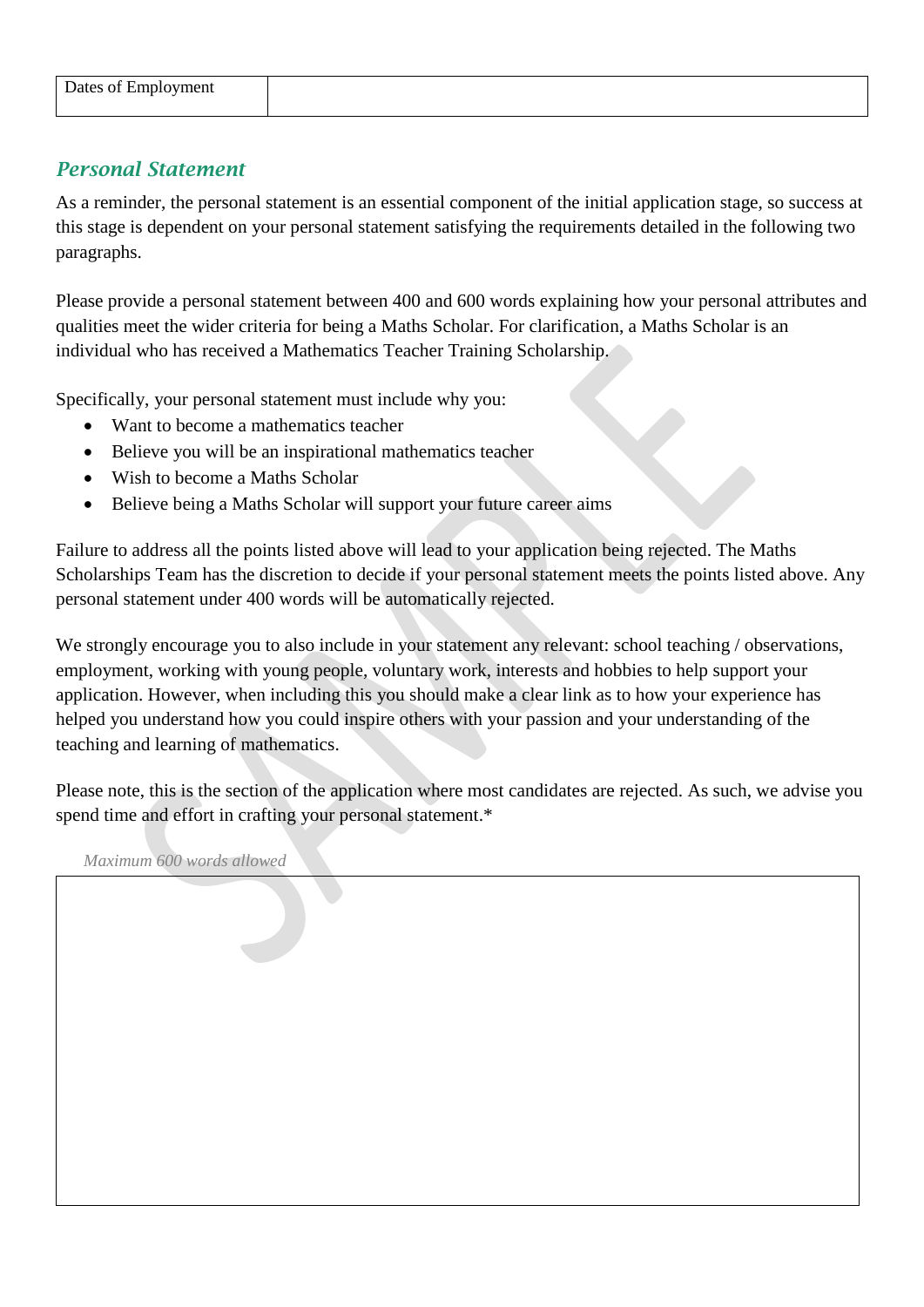| Dates of Employment | |
|---|---|

## *Personal Statement*

As a reminder, the personal statement is an essential component of the initial application stage, so success at this stage is dependent on your personal statement satisfying the requirements detailed in the following two paragraphs.

Please provide a personal statement between 400 and 600 words explaining how your personal attributes and qualities meet the wider criteria for being a Maths Scholar. For clarification, a Maths Scholar is an individual who has received a Mathematics Teacher Training Scholarship.

Specifically, your personal statement must include why you:

- Want to become a mathematics teacher
- Believe you will be an inspirational mathematics teacher
- Wish to become a Maths Scholar
- Believe being a Maths Scholar will support your future career aims

Failure to address all the points listed above will lead to your application being rejected. The Maths Scholarships Team has the discretion to decide if your personal statement meets the points listed above. Any personal statement under 400 words will be automatically rejected.

We strongly encourage you to also include in your statement any relevant: school teaching / observations, employment, working with young people, voluntary work, interests and hobbies to help support your application. However, when including this you should make a clear link as to how your experience has helped you understand how you could inspire others with your passion and your understanding of the teaching and learning of mathematics.

Please note, this is the section of the application where most candidates are rejected. As such, we advise you spend time and effort in crafting your personal statement.*

*Maximum 600 words allowed*

| |
|---|
| |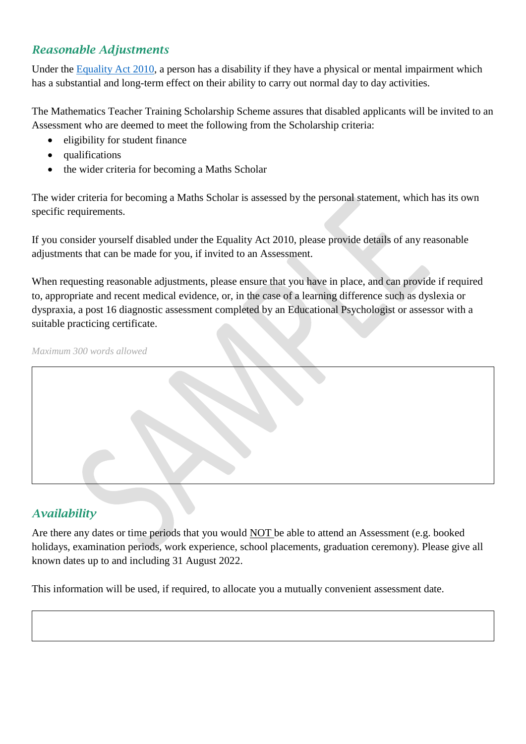## *Reasonable Adjustments*

Under the [Equality Act 2010](), a person has a disability if they have a physical or mental impairment which has a substantial and long-term effect on their ability to carry out normal day to day activities.

The Mathematics Teacher Training Scholarship Scheme assures that disabled applicants will be invited to an Assessment who are deemed to meet the following from the Scholarship criteria:

- eligibility for student finance
- qualifications
- the wider criteria for becoming a Maths Scholar

The wider criteria for becoming a Maths Scholar is assessed by the personal statement, which has its own specific requirements.

If you consider yourself disabled under the Equality Act 2010, please provide details of any reasonable adjustments that can be made for you, if invited to an Assessment.

When requesting reasonable adjustments, please ensure that you have in place, and can provide if required to, appropriate and recent medical evidence, or, in the case of a learning difference such as dyslexia or dyspraxia, a post 16 diagnostic assessment completed by an Educational Psychologist or assessor with a suitable practicing certificate.

*Maximum 300 words allowed*

| |
|---|
| |

## *Availability*

Are there any dates or time periods that you would NOT be able to attend an Assessment (e.g. booked holidays, examination periods, work experience, school placements, graduation ceremony). Please give all known dates up to and including 31 August 2022.

This information will be used, if required, to allocate you a mutually convenient assessment date.

| |
|---|
| |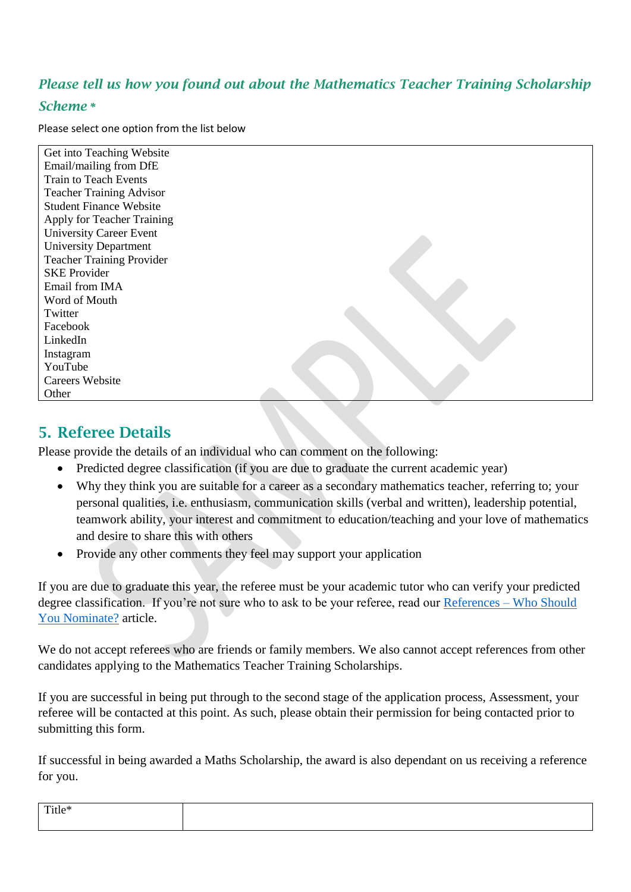### *Please tell us how you found out about the Mathematics Teacher Training Scholarship Scheme \**

Please select one option from the list below

| |
|---|
| Get into Teaching Website<br>Email/mailing from DfE<br>Train to Teach Events<br>Teacher Training Advisor<br>Student Finance Website<br>Apply for Teacher Training<br>University Career Event<br>University Department<br>Teacher Training Provider<br>SKE Provider<br>Email from IMA<br>Word of Mouth<br>Twitter<br>Facebook<br>LinkedIn<br>Instagram<br>YouTube<br>Careers Website<br>Other |

## 5. Referee Details

Please provide the details of an individual who can comment on the following:

- Predicted degree classification (if you are due to graduate the current academic year)
- Why they think you are suitable for a career as a secondary mathematics teacher, referring to; your personal qualities, i.e. enthusiasm, communication skills (verbal and written), leadership potential, teamwork ability, your interest and commitment to education/teaching and your love of mathematics and desire to share this with others
- Provide any other comments they feel may support your application

If you are due to graduate this year, the referee must be your academic tutor who can verify your predicted degree classification. If you're not sure who to ask to be your referee, read our References – Who Should You Nominate? article.

We do not accept referees who are friends or family members. We also cannot accept references from other candidates applying to the Mathematics Teacher Training Scholarships.

If you are successful in being put through to the second stage of the application process, Assessment, your referee will be contacted at this point. As such, please obtain their permission for being contacted prior to submitting this form.

If successful in being awarded a Maths Scholarship, the award is also dependant on us receiving a reference for you.

| Title* | |
|---|---|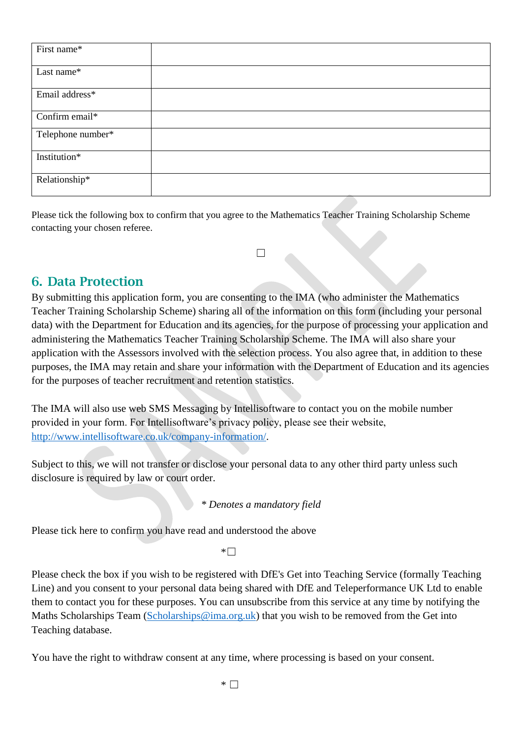| | |
|---|---|
| First name* | |
| Last name* | |
| Email address* | |
| Confirm email* | |
| Telephone number* | |
| Institution* | |
| Relationship* | |

Please tick the following box to confirm that you agree to the Mathematics Teacher Training Scholarship Scheme contacting your chosen referee.

☐

## 6. Data Protection

By submitting this application form, you are consenting to the IMA (who administer the Mathematics Teacher Training Scholarship Scheme) sharing all of the information on this form (including your personal data) with the Department for Education and its agencies, for the purpose of processing your application and administering the Mathematics Teacher Training Scholarship Scheme. The IMA will also share your application with the Assessors involved with the selection process. You also agree that, in addition to these purposes, the IMA may retain and share your information with the Department of Education and its agencies for the purposes of teacher recruitment and retention statistics.

The IMA will also use web SMS Messaging by Intellisoftware to contact you on the mobile number provided in your form. For Intellisoftware's privacy policy, please see their website, [http://www.intellisoftware.co.uk/company-information/](http://www.intellisoftware.co.uk/company-information/).

Subject to this, we will not transfer or disclose your personal data to any other third party unless such disclosure is required by law or court order.

*\* Denotes a mandatory field*

Please tick here to confirm you have read and understood the above

\*☐

Please check the box if you wish to be registered with DfE's Get into Teaching Service (formally Teaching Line) and you consent to your personal data being shared with DfE and Teleperformance UK Ltd to enable them to contact you for these purposes. You can unsubscribe from this service at any time by notifying the Maths Scholarships Team ([Scholarships@ima.org.uk](mailto:Scholarships@ima.org.uk)) that you wish to be removed from the Get into Teaching database.

You have the right to withdraw consent at any time, where processing is based on your consent.

\* ☐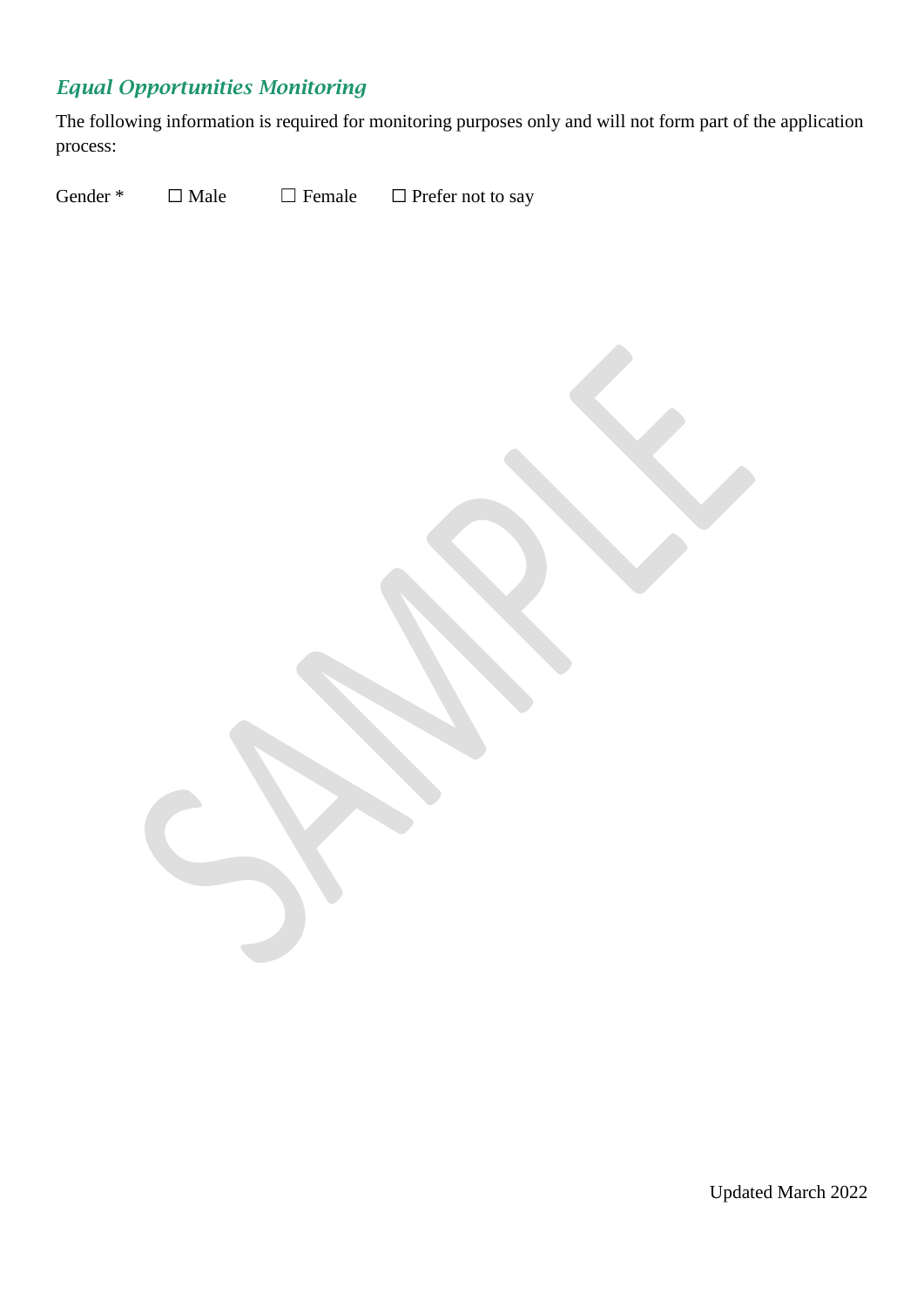## *Equal Opportunities Monitoring*

The following information is required for monitoring purposes only and will not form part of the application process:

Gender * ☐ Male ☐ Female ☐ Prefer not to say

Updated March 2022